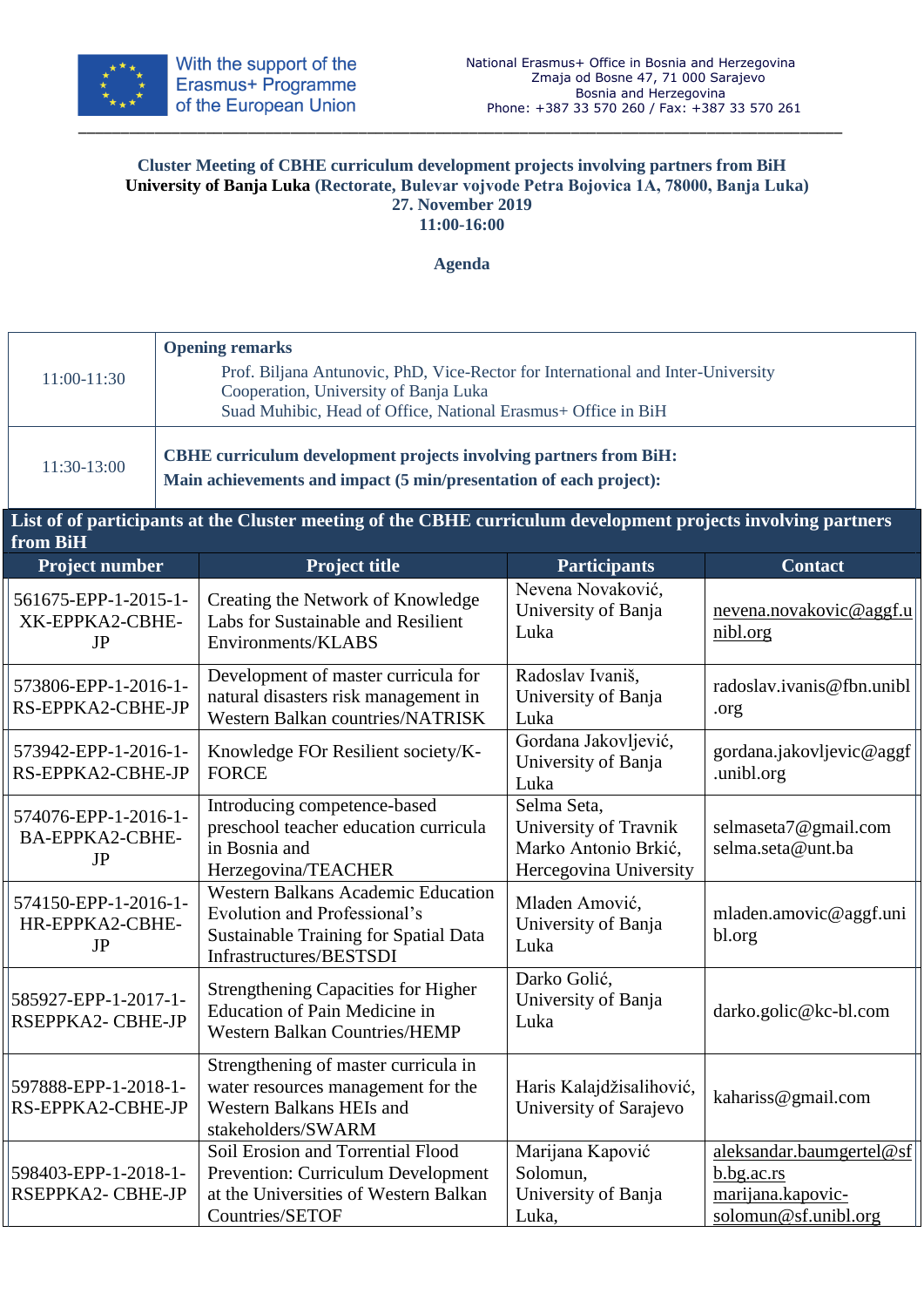With the support of the Erasmus+ Programme of the European Union

National Erasmus+ Office in Bosnia and Herzegovina
Zmaja od Bosne 47, 71 000 Sarajevo
Bosnia and Herzegovina
Phone: +387 33 570 260 / Fax: +387 33 570 261

---

**Cluster Meeting of CBHE curriculum development projects involving partners from BiH**
**University of Banja Luka (Rectorate, Bulevar vojvode Petra Bojovica 1A, 78000, Banja Luka)**
**27. November 2019**
**11:00-16:00**

**Agenda**

| | |
|---|---|
| 11:00-11:30 | **Opening remarks**<br>Prof. Biljana Antunovic, PhD, Vice-Rector for International and Inter-University Cooperation, University of Banja Luka<br>Suad Muhibic, Head of Office, National Erasmus+ Office in BiH |
| 11:30-13:00 | **CBHE curriculum development projects involving partners from BiH: Main achievements and impact (5 min/presentation of each project):** |

**List of of participants at the Cluster meeting of the CBHE curriculum development projects involving partners from BiH**

| Project number | Project title | Participants | Contact |
|---|---|---|---|
| 561675-EPP-1-2015-1-XK-EPPKA2-CBHE-JP | Creating the Network of Knowledge Labs for Sustainable and Resilient Environments/KLABS | Nevena Novaković, University of Banja Luka | nevena.novakovic@aggf.unibl.org |
| 573806-EPP-1-2016-1-RS-EPPKA2-CBHE-JP | Development of master curricula for natural disasters risk management in Western Balkan countries/NATRISK | Radoslav Ivaniš, University of Banja Luka | radoslav.ivanis@fbn.unibl.org |
| 573942-EPP-1-2016-1-RS-EPPKA2-CBHE-JP | Knowledge FOr Resilient society/K-FORCE | Gordana Jakovljević, University of Banja Luka | gordana.jakovljevic@aggf.unibl.org |
| 574076-EPP-1-2016-1-BA-EPPKA2-CBHE-JP | Introducing competence-based preschool teacher education curricula in Bosnia and Herzegovina/TEACHER | Selma Seta, University of Travnik<br>Marko Antonio Brkić, Hercegovina University | selmaseta7@gmail.com<br>selma.seta@unt.ba |
| 574150-EPP-1-2016-1-HR-EPPKA2-CBHE-JP | Western Balkans Academic Education Evolution and Professional's Sustainable Training for Spatial Data Infrastructures/BESTSDI | Mladen Amović, University of Banja Luka | mladen.amovic@aggf.unibl.org |
| 585927-EPP-1-2017-1-RSEPPKA2- CBHE-JP | Strengthening Capacities for Higher Education of Pain Medicine in Western Balkan Countries/HEMP | Darko Golić, University of Banja Luka | darko.golic@kc-bl.com |
| 597888-EPP-1-2018-1-RS-EPPKA2-CBHE-JP | Strengthening of master curricula in water resources management for the Western Balkans HEIs and stakeholders/SWARM | Haris Kalajdžisalihović, University of Sarajevo | kahariss@gmail.com |
| 598403-EPP-1-2018-1-RSEPPKA2- CBHE-JP | Soil Erosion and Torrential Flood Prevention: Curriculum Development at the Universities of Western Balkan Countries/SETOF | Marijana Kapović Solomun, University of Banja Luka, | aleksandar.baumgertel@sfb.bg.ac.rs<br>marijana.kapovic-solomun@sf.unibl.org |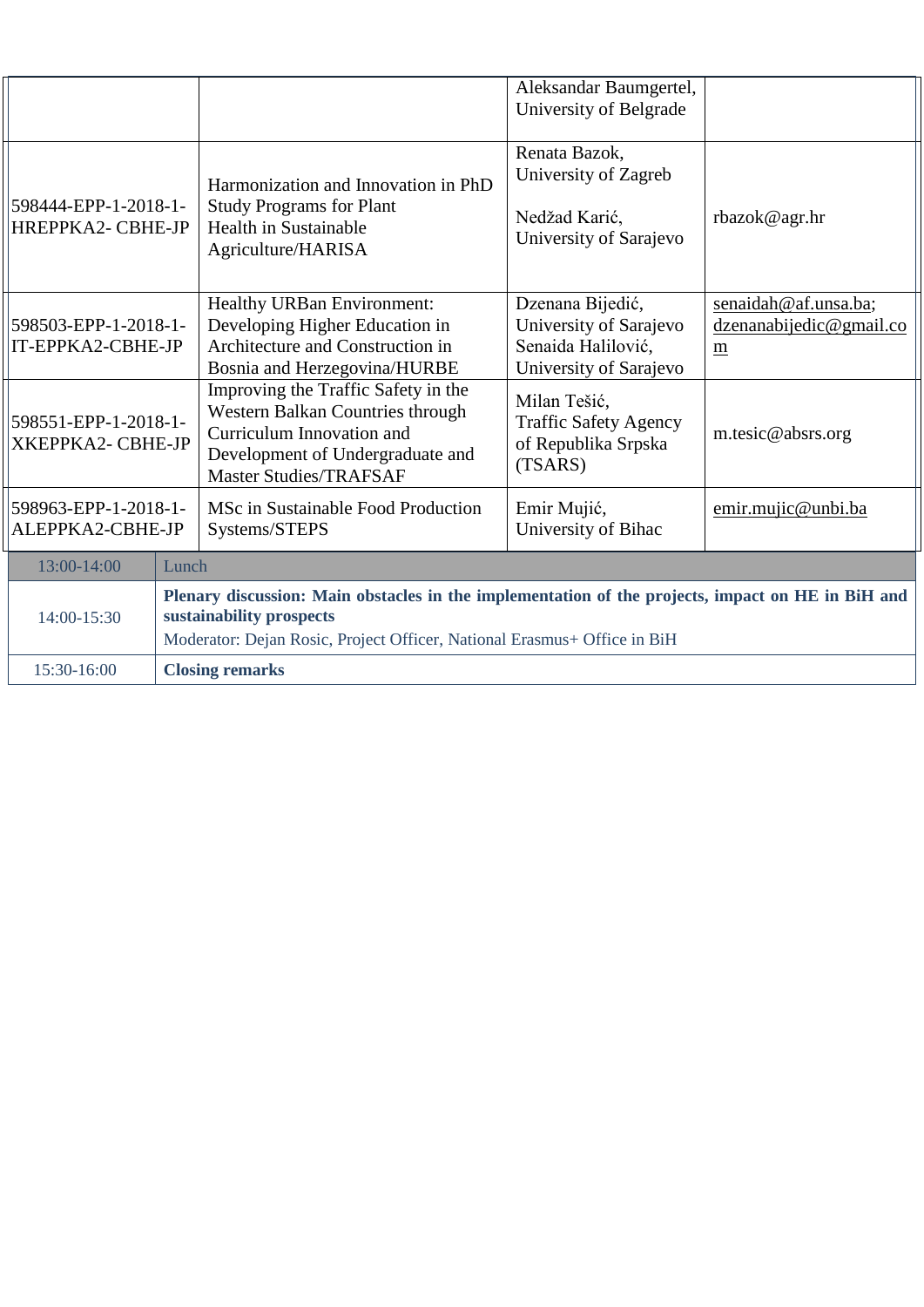| | | | |
|---|---|---|---|
| | | Aleksandar Baumgertel, University of Belgrade | |
| 598444-EPP-1-2018-1-HREPPKA2- CBHE-JP | Harmonization and Innovation in PhD Study Programs for Plant Health in Sustainable Agriculture/HARISA | Renata Bazok, University of Zagreb<br><br>Nedžad Karić, University of Sarajevo | rbazok@agr.hr |
| 598503-EPP-1-2018-1-IT-EPPKA2-CBHE-JP | Healthy URBan Environment: Developing Higher Education in Architecture and Construction in Bosnia and Herzegovina/HURBE | Dzenana Bijedić, University of Sarajevo<br>Senaida Halilović, University of Sarajevo | senaidah@af.unsa.ba; dzenanabijedic@gmail.com |
| 598551-EPP-1-2018-1-XKEPPKA2- CBHE-JP | Improving the Traffic Safety in the Western Balkan Countries through Curriculum Innovation and Development of Undergraduate and Master Studies/TRAFSAF | Milan Tešić, Traffic Safety Agency of Republika Srpska (TSARS) | m.tesic@absrs.org |
| 598963-EPP-1-2018-1-ALEPPKA2-CBHE-JP | MSc in Sustainable Food Production Systems/STEPS | Emir Mujić, University of Bihac | emir.mujic@unbi.ba |

| | |
|---|---|
| 13:00-14:00 | Lunch |
| 14:00-15:30 | **Plenary discussion: Main obstacles in the implementation of the projects, impact on HE in BiH and sustainability prospects**<br>Moderator: Dejan Rosic, Project Officer, National Erasmus+ Office in BiH |
| 15:30-16:00 | **Closing remarks** |